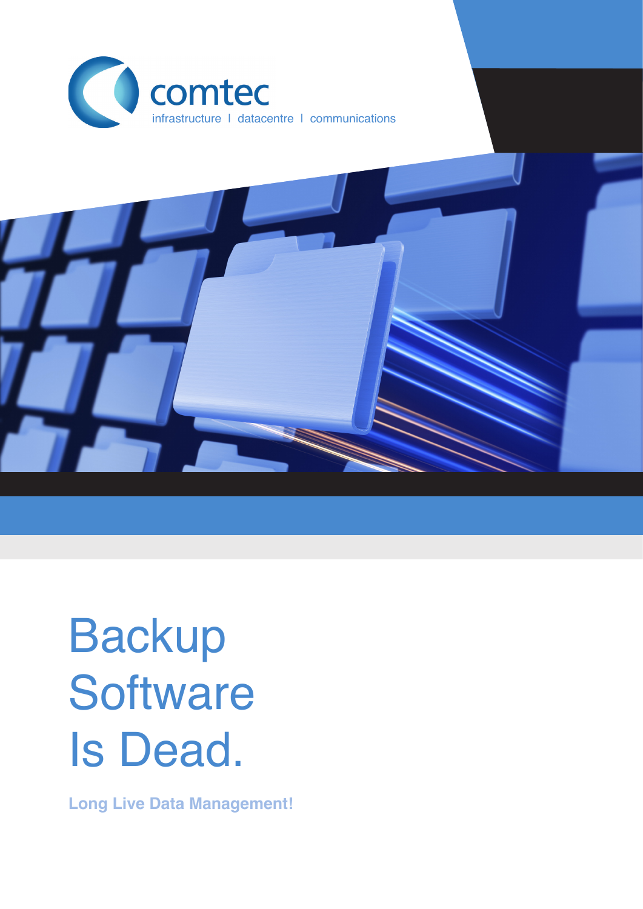comtec

infrastructure | datacentre | communications

# Backup Software Is Dead.

**Long Live Data Management!**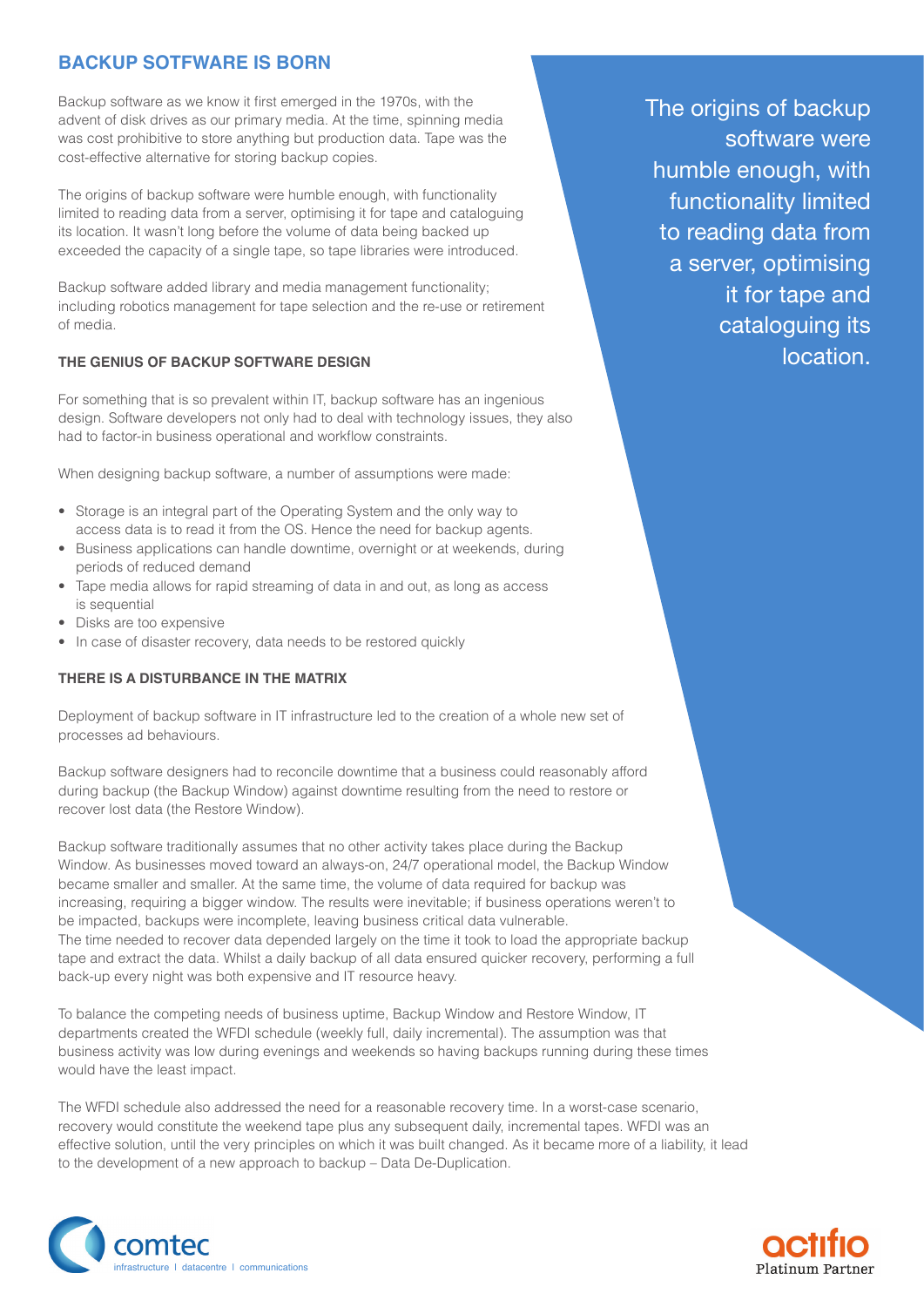## BACKUP SOTFWARE IS BORN

Backup software as we know it first emerged in the 1970s, with the advent of disk drives as our primary media. At the time, spinning media was cost prohibitive to store anything but production data. Tape was the cost-effective alternative for storing backup copies.

The origins of backup software were humble enough, with functionality limited to reading data from a server, optimising it for tape and cataloguing its location. It wasn't long before the volume of data being backed up exceeded the capacity of a single tape, so tape libraries were introduced.

Backup software added library and media management functionality; including robotics management for tape selection and the re-use or retirement of media.

> The origins of backup software were humble enough, with functionality limited to reading data from a server, optimising it for tape and cataloguing its location.

### THE GENIUS OF BACKUP SOFTWARE DESIGN

For something that is so prevalent within IT, backup software has an ingenious design. Software developers not only had to deal with technology issues, they also had to factor-in business operational and workflow constraints.

When designing backup software, a number of assumptions were made:

- Storage is an integral part of the Operating System and the only way to access data is to read it from the OS. Hence the need for backup agents.
- Business applications can handle downtime, overnight or at weekends, during periods of reduced demand
- Tape media allows for rapid streaming of data in and out, as long as access is sequential
- Disks are too expensive
- In case of disaster recovery, data needs to be restored quickly

### THERE IS A DISTURBANCE IN THE MATRIX

Deployment of backup software in IT infrastructure led to the creation of a whole new set of processes ad behaviours.

Backup software designers had to reconcile downtime that a business could reasonably afford during backup (the Backup Window) against downtime resulting from the need to restore or recover lost data (the Restore Window).

Backup software traditionally assumes that no other activity takes place during the Backup Window. As businesses moved toward an always-on, 24/7 operational model, the Backup Window became smaller and smaller. At the same time, the volume of data required for backup was increasing, requiring a bigger window. The results were inevitable; if business operations weren't to be impacted, backups were incomplete, leaving business critical data vulnerable.
The time needed to recover data depended largely on the time it took to load the appropriate backup tape and extract the data. Whilst a daily backup of all data ensured quicker recovery, performing a full back-up every night was both expensive and IT resource heavy.

To balance the competing needs of business uptime, Backup Window and Restore Window, IT departments created the WFDI schedule (weekly full, daily incremental). The assumption was that business activity was low during evenings and weekends so having backups running during these times would have the least impact.

The WFDI schedule also addressed the need for a reasonable recovery time. In a worst-case scenario, recovery would constitute the weekend tape plus any subsequent daily, incremental tapes. WFDI was an effective solution, until the very principles on which it was built changed. As it became more of a liability, it lead to the development of a new approach to backup – Data De-Duplication.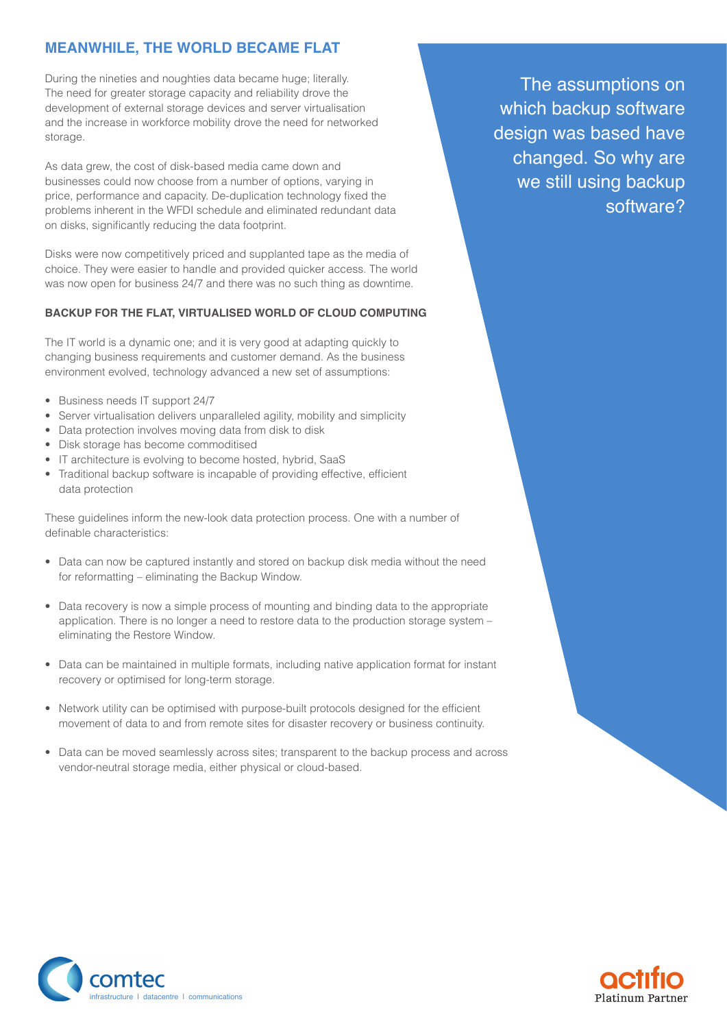## MEANWHILE, THE WORLD BECAME FLAT

During the nineties and noughties data became huge; literally. The need for greater storage capacity and reliability drove the development of external storage devices and server virtualisation and the increase in workforce mobility drove the need for networked storage.

As data grew, the cost of disk-based media came down and businesses could now choose from a number of options, varying in price, performance and capacity. De-duplication technology fixed the problems inherent in the WFDI schedule and eliminated redundant data on disks, significantly reducing the data footprint.

Disks were now competitively priced and supplanted tape as the media of choice. They were easier to handle and provided quicker access. The world was now open for business 24/7 and there was no such thing as downtime.

> The assumptions on which backup software design was based have changed. So why are we still using backup software?

### BACKUP FOR THE FLAT, VIRTUALISED WORLD OF CLOUD COMPUTING

The IT world is a dynamic one; and it is very good at adapting quickly to changing business requirements and customer demand. As the business environment evolved, technology advanced a new set of assumptions:

- Business needs IT support 24/7
- Server virtualisation delivers unparalleled agility, mobility and simplicity
- Data protection involves moving data from disk to disk
- Disk storage has become commoditised
- IT architecture is evolving to become hosted, hybrid, SaaS
- Traditional backup software is incapable of providing effective, efficient data protection

These guidelines inform the new-look data protection process. One with a number of definable characteristics:

- Data can now be captured instantly and stored on backup disk media without the need for reformatting – eliminating the Backup Window.
- Data recovery is now a simple process of mounting and binding data to the appropriate application. There is no longer a need to restore data to the production storage system – eliminating the Restore Window.
- Data can be maintained in multiple formats, including native application format for instant recovery or optimised for long-term storage.
- Network utility can be optimised with purpose-built protocols designed for the efficient movement of data to and from remote sites for disaster recovery or business continuity.
- Data can be moved seamlessly across sites; transparent to the backup process and across vendor-neutral storage media, either physical or cloud-based.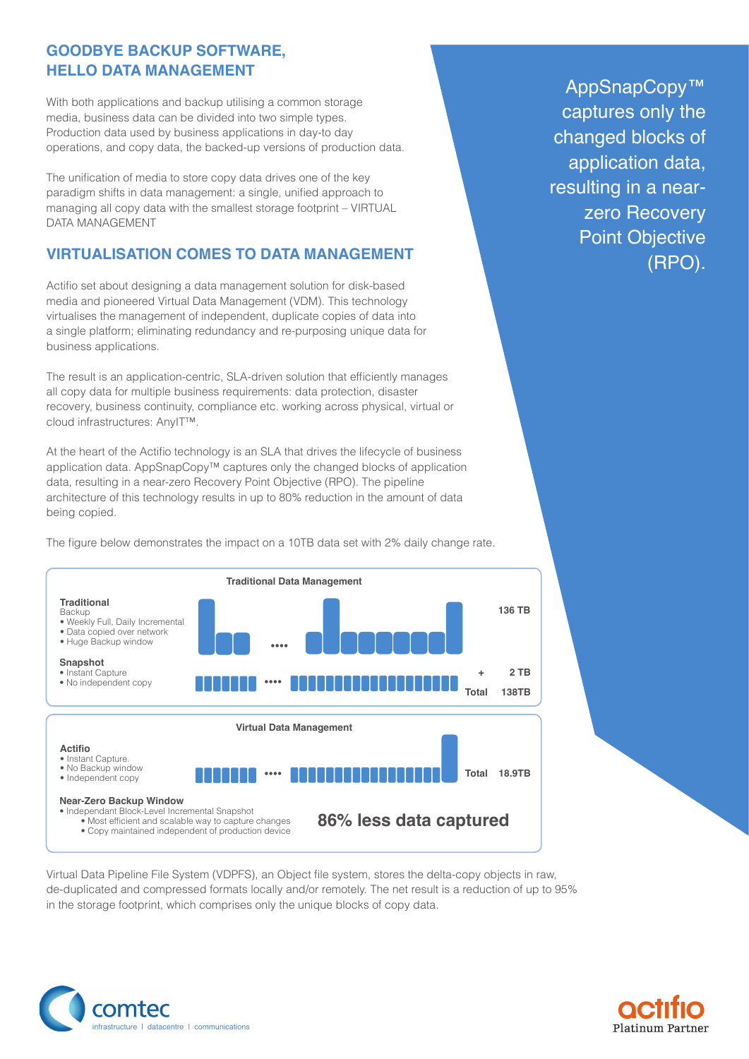## GOODBYE BACKUP SOFTWARE, HELLO DATA MANAGEMENT

With both applications and backup utilising a common storage media, business data can be divided into two simple types. Production data used by business applications in day-to day operations, and copy data, the backed-up versions of production data.

The unification of media to store copy data drives one of the key paradigm shifts in data management: a single, unified approach to managing all copy data with the smallest storage footprint – VIRTUAL DATA MANAGEMENT

## VIRTUALISATION COMES TO DATA MANAGEMENT

Actifio set about designing a data management solution for disk-based media and pioneered Virtual Data Management (VDM). This technology virtualises the management of independent, duplicate copies of data into a single platform; eliminating redundancy and re-purposing unique data for business applications.

The result is an application-centric, SLA-driven solution that efficiently manages all copy data for multiple business requirements: data protection, disaster recovery, business continuity, compliance etc. working across physical, virtual or cloud infrastructures: AnyIT™.

At the heart of the Actifio technology is an SLA that drives the lifecycle of business application data. AppSnapCopy™ captures only the changed blocks of application data, resulting in a near-zero Recovery Point Objective (RPO). The pipeline architecture of this technology results in up to 80% reduction in the amount of data being copied.

AppSnapCopy™ captures only the changed blocks of application data, resulting in a near-zero Recovery Point Objective (RPO).

The figure below demonstrates the impact on a 10TB data set with 2% daily change rate.

**Traditional Data Management**

**Traditional** Backup
- Weekly Full, Daily Incremental
- Data copied over network
- Huge Backup window

136 TB

**Snapshot**
- Instant Capture
- No independent copy

+ 2 TB

Total 138TB

**Virtual Data Management**

**Actifio**
- Instant Capture.
- No Backup window
- Independent copy

Total 18.9TB

**Near-Zero Backup Window**
- Independant Block-Level Incremental Snapshot
  - Most efficient and scalable way to capture changes
  - Copy maintained independent of production device

**86% less data captured**

Virtual Data Pipeline File System (VDPFS), an Object file system, stores the delta-copy objects in raw, de-duplicated and compressed formats locally and/or remotely. The net result is a reduction of up to 95% in the storage footprint, which comprises only the unique blocks of copy data.

comtec infrastructure | datacentre | communications

actifio Platinum Partner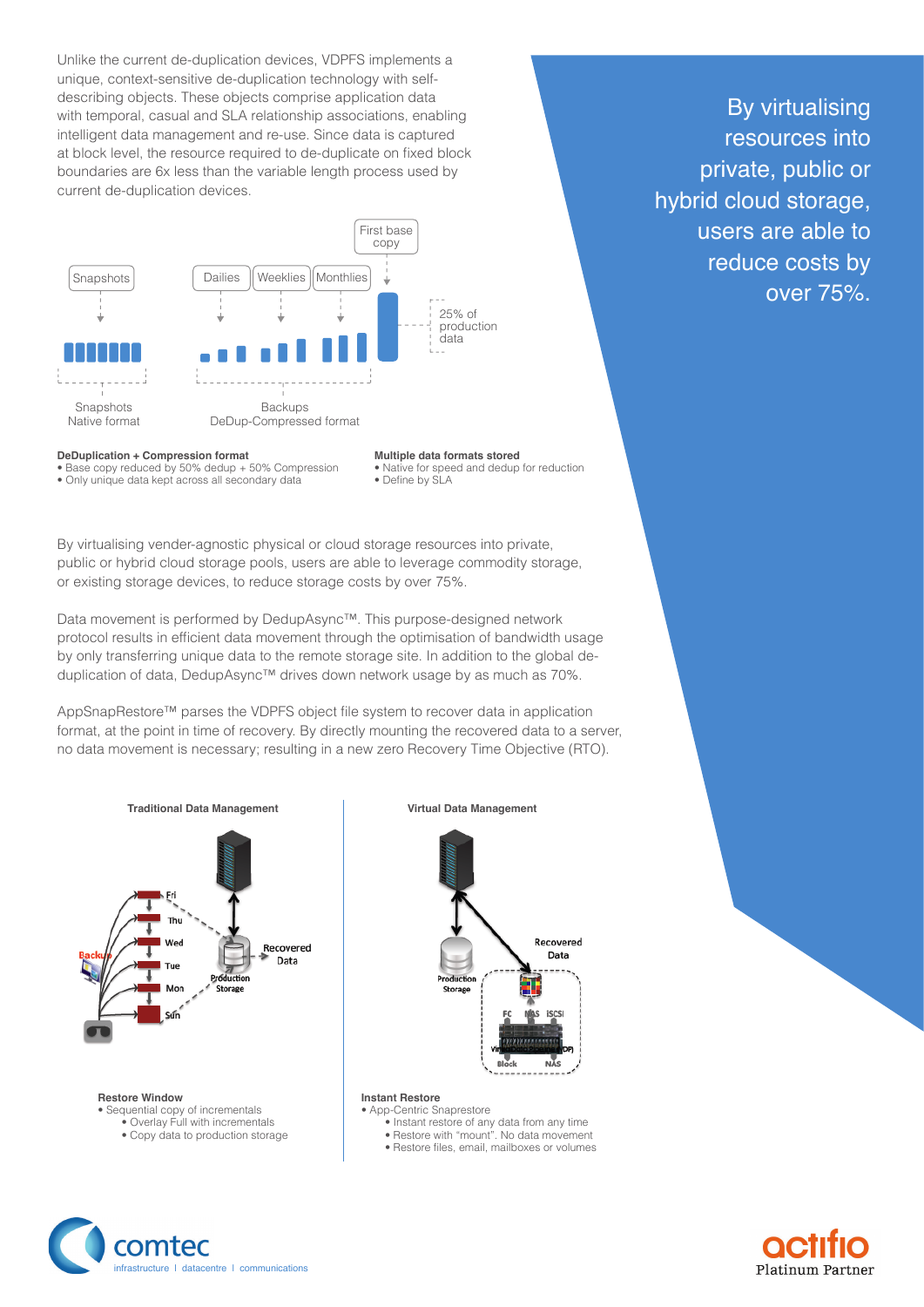Unlike the current de-duplication devices, VDPFS implements a unique, context-sensitive de-duplication technology with self-describing objects. These objects comprise application data with temporal, casual and SLA relationship associations, enabling intelligent data management and re-use. Since data is captured at block level, the resource required to de-duplicate on fixed block boundaries are 6x less than the variable length process used by current de-duplication devices.

By virtualising resources into private, public or hybrid cloud storage, users are able to reduce costs by over 75%.

Snapshots | Dailies | Weeklies | Monthlies | First base copy

25% of production data

Snapshots Native format

Backups DeDup-Compressed format

**DeDuplication + Compression format**
- Base copy reduced by 50% dedup + 50% Compression
- Only unique data kept across all secondary data

**Multiple data formats stored**
- Native for speed and dedup for reduction
- Define by SLA

By virtualising vender-agnostic physical or cloud storage resources into private, public or hybrid cloud storage pools, users are able to leverage commodity storage, or existing storage devices, to reduce storage costs by over 75%.

Data movement is performed by DedupAsync™. This purpose-designed network protocol results in efficient data movement through the optimisation of bandwidth usage by only transferring unique data to the remote storage site. In addition to the global de-duplication of data, DedupAsync™ drives down network usage by as much as 70%.

AppSnapRestore™ parses the VDPFS object file system to recover data in application format, at the point in time of recovery. By directly mounting the recovered data to a server, no data movement is necessary; resulting in a new zero Recovery Time Objective (RTO).

**Traditional Data Management**

**Virtual Data Management**

**Restore Window**
- Sequential copy of incrementals
  - Overlay Full with incrementals
  - Copy data to production storage

**Instant Restore**
- App-Centric Snaprestore
  - Instant restore of any data from any time
  - Restore with "mount". No data movement
  - Restore files, email, mailboxes or volumes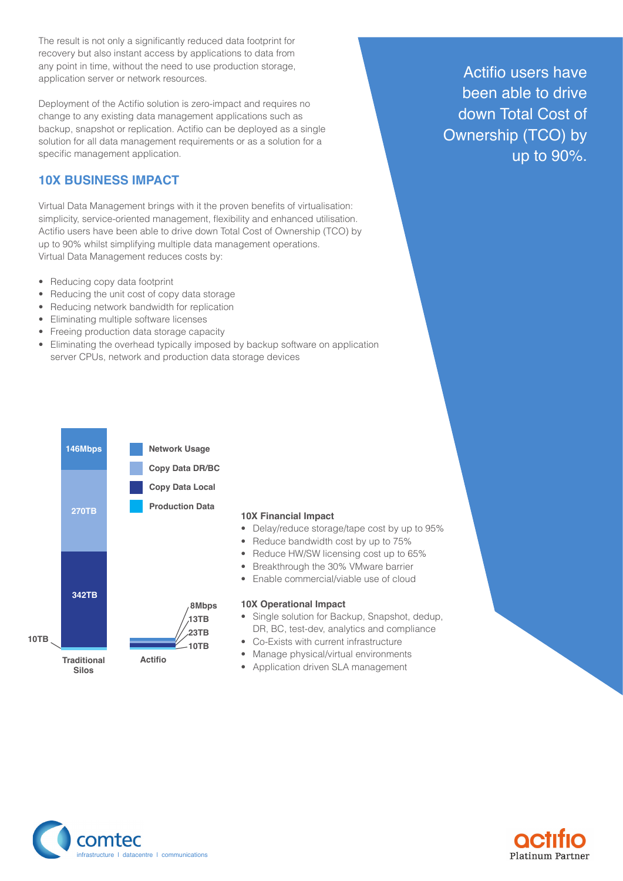The result is not only a significantly reduced data footprint for recovery but also instant access by applications to data from any point in time, without the need to use production storage, application server or network resources.

Deployment of the Actifio solution is zero-impact and requires no change to any existing data management applications such as backup, snapshot or replication. Actifio can be deployed as a single solution for all data management requirements or as a solution for a specific management application.

Actifio users have been able to drive down Total Cost of Ownership (TCO) by up to 90%.

## 10X BUSINESS IMPACT

Virtual Data Management brings with it the proven benefits of virtualisation: simplicity, service-oriented management, flexibility and enhanced utilisation. Actifio users have been able to drive down Total Cost of Ownership (TCO) by up to 90% whilst simplifying multiple data management operations. Virtual Data Management reduces costs by:

- Reducing copy data footprint
- Reducing the unit cost of copy data storage
- Reducing network bandwidth for replication
- Eliminating multiple software licenses
- Freeing production data storage capacity
- Eliminating the overhead typically imposed by backup software on application server CPUs, network and production data storage devices

| | Traditional Silos | Actifio |
|---|---|---|
| Network Usage | 146Mbps | 8Mbps |
| Copy Data DR/BC | 270TB | 13TB |
| Copy Data Local | 342TB | 23TB |
| Production Data | 10TB | 10TB |

**10X Financial Impact**

- Delay/reduce storage/tape cost by up to 95%
- Reduce bandwidth cost by up to 75%
- Reduce HW/SW licensing cost up to 65%
- Breakthrough the 30% VMware barrier
- Enable commercial/viable use of cloud

**10X Operational Impact**

- Single solution for Backup, Snapshot, dedup, DR, BC, test-dev, analytics and compliance
- Co-Exists with current infrastructure
- Manage physical/virtual environments
- Application driven SLA management

comtec infrastructure | datacentre | communications

actifio Platinum Partner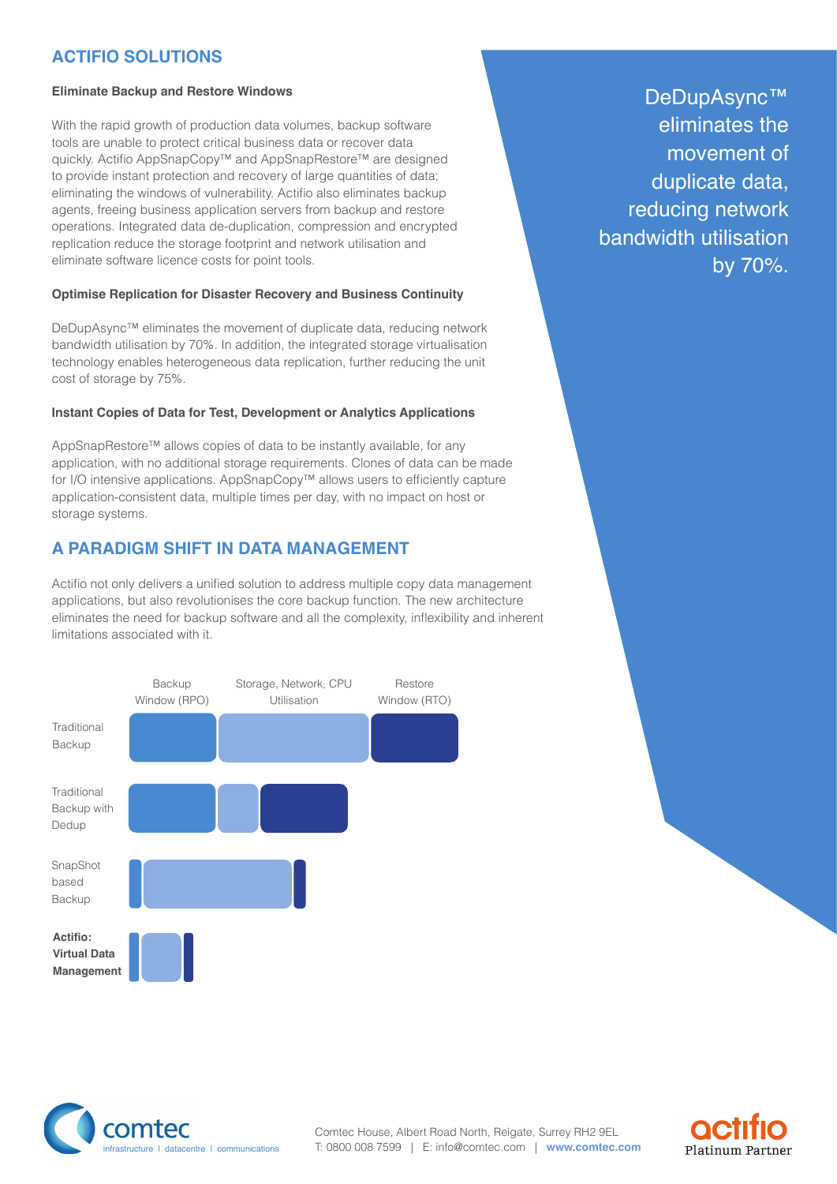## ACTIFIO SOLUTIONS

### Eliminate Backup and Restore Windows

With the rapid growth of production data volumes, backup software tools are unable to protect critical business data or recover data quickly. Actifio AppSnapCopy™ and AppSnapRestore™ are designed to provide instant protection and recovery of large quantities of data; eliminating the windows of vulnerability. Actifio also eliminates backup agents, freeing business application servers from backup and restore operations. Integrated data de-duplication, compression and encrypted replication reduce the storage footprint and network utilisation and eliminate software licence costs for point tools.

### Optimise Replication for Disaster Recovery and Business Continuity

DeDupAsync™ eliminates the movement of duplicate data, reducing network bandwidth utilisation by 70%. In addition, the integrated storage virtualisation technology enables heterogeneous data replication, further reducing the unit cost of storage by 75%.

### Instant Copies of Data for Test, Development or Analytics Applications

AppSnapRestore™ allows copies of data to be instantly available, for any application, with no additional storage requirements. Clones of data can be made for I/O intensive applications. AppSnapCopy™ allows users to efficiently capture application-consistent data, multiple times per day, with no impact on host or storage systems.

## A PARADIGM SHIFT IN DATA MANAGEMENT

Actifio not only delivers a unified solution to address multiple copy data management applications, but also revolutionises the core backup function. The new architecture eliminates the need for backup software and all the complexity, inflexibility and inherent limitations associated with it.

Backup Window (RPO)
Storage, Network, CPU Utilisation
Restore Window (RTO)

Traditional Backup

Traditional Backup with Dedup

SnapShot based Backup

**Actifio: Virtual Data Management**

DeDupAsync™ eliminates the movement of duplicate data, reducing network bandwidth utilisation by 70%.

comtec
infrastructure | datacentre | communications

Comtec House, Albert Road North, Reigate, Surrey RH2 9EL
T: 0800 008 7599 | E: info@comtec.com | **www.comtec.com**

actifio Platinum Partner